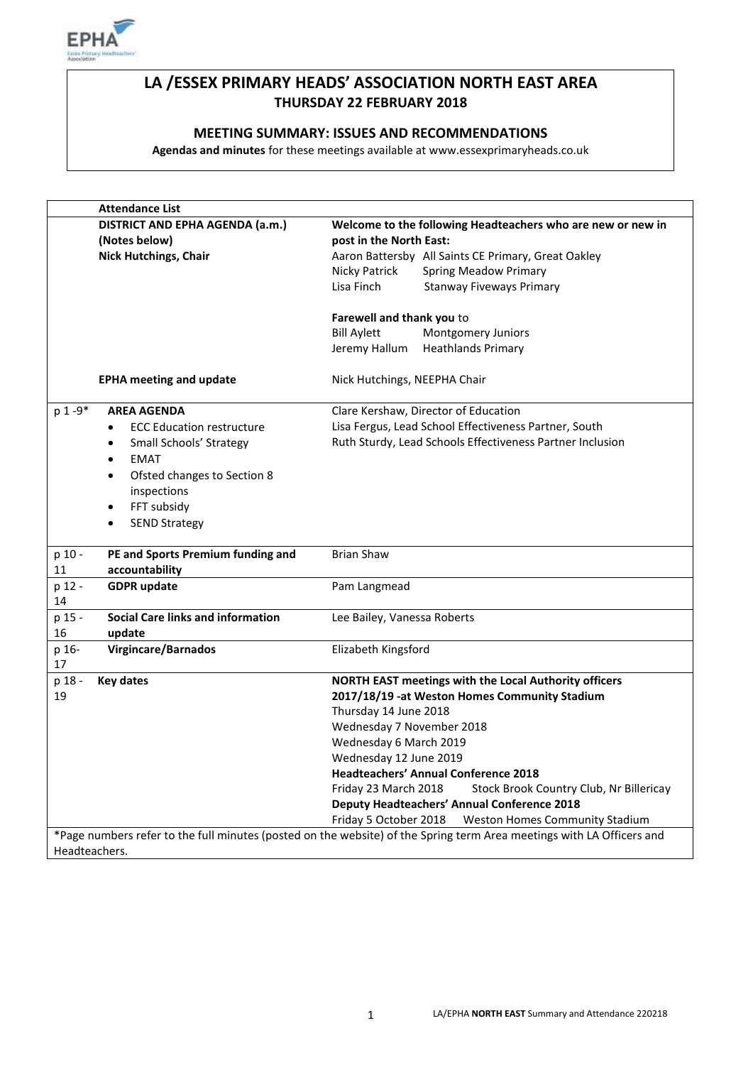# LA /ESSEX PRIMARY HEADS' ASSOCIATION NORTH EAST AREA
## THURSDAY 22 FEBRUARY 2018

### MEETING SUMMARY: ISSUES AND RECOMMENDATIONS

**Agendas and minutes** for these meetings available at www.essexprimaryheads.co.uk

| | **Attendance List** | |
|---|---|---|
| | **DISTRICT AND EPHA AGENDA (a.m.) (Notes below)**<br>**Nick Hutchings, Chair** | **Welcome to the following Headteachers who are new or new in post in the North East:**<br>Aaron Battersby All Saints CE Primary, Great Oakley<br>Nicky Patrick Spring Meadow Primary<br>Lisa Finch Stanway Fiveways Primary<br><br>**Farewell and thank you** to<br>Bill Aylett Montgomery Juniors<br>Jeremy Hallum Heathlands Primary |
| | **EPHA meeting and update** | Nick Hutchings, NEEPHA Chair |
| p 1 -9* | **AREA AGENDA**<br>• ECC Education restructure<br>• Small Schools' Strategy<br>• EMAT<br>• Ofsted changes to Section 8 inspections<br>• FFT subsidy<br>• SEND Strategy | Clare Kershaw, Director of Education<br>Lisa Fergus, Lead School Effectiveness Partner, South<br>Ruth Sturdy, Lead Schools Effectiveness Partner Inclusion |
| p 10 - 11 | **PE and Sports Premium funding and accountability** | Brian Shaw |
| p 12 - 14 | **GDPR update** | Pam Langmead |
| p 15 - 16 | **Social Care links and information update** | Lee Bailey, Vanessa Roberts |
| p 16- 17 | **Virgincare/Barnados** | Elizabeth Kingsford |
| p 18 - 19 | **Key dates** | **NORTH EAST meetings with the Local Authority officers 2017/18/19 -at Weston Homes Community Stadium**<br>Thursday 14 June 2018<br>Wednesday 7 November 2018<br>Wednesday 6 March 2019<br>Wednesday 12 June 2019<br>**Headteachers' Annual Conference 2018**<br>Friday 23 March 2018 Stock Brook Country Club, Nr Billericay<br>**Deputy Headteachers' Annual Conference 2018**<br>Friday 5 October 2018 Weston Homes Community Stadium |

*Page numbers refer to the full minutes (posted on the website) of the Spring term Area meetings with LA Officers and Headteachers.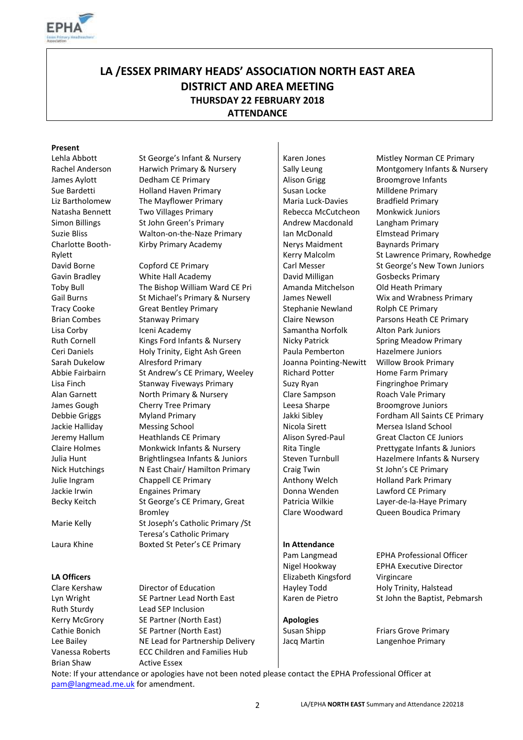# LA /ESSEX PRIMARY HEADS' ASSOCIATION NORTH EAST AREA
## DISTRICT AND AREA MEETING
### THURSDAY 22 FEBRUARY 2018
### ATTENDANCE

**Present**

| Name | School |
|---|---|
| Lehla Abbott | St George's Infant & Nursery |
| Rachel Anderson | Harwich Primary & Nursery |
| James Aylott | Dedham CE Primary |
| Sue Bardetti | Holland Haven Primary |
| Liz Bartholomew | The Mayflower Primary |
| Natasha Bennett | Two Villages Primary |
| Simon Billings | St John Green's Primary |
| Suzie Bliss | Walton-on-the-Naze Primary |
| Charlotte Booth-Rylett | Kirby Primary Academy |
| David Borne | Copford CE Primary |
| Gavin Bradley | White Hall Academy |
| Toby Bull | The Bishop William Ward CE Pri |
| Gail Burns | St Michael's Primary & Nursery |
| Tracy Cooke | Great Bentley Primary |
| Brian Combes | Stanway Primary |
| Lisa Corby | Iceni Academy |
| Ruth Cornell | Kings Ford Infants & Nursery |
| Ceri Daniels | Holy Trinity, Eight Ash Green |
| Sarah Dukelow | Alresford Primary |
| Abbie Fairbairn | St Andrew's CE Primary, Weeley |
| Lisa Finch | Stanway Fiveways Primary |
| Alan Garnett | North Primary & Nursery |
| James Gough | Cherry Tree Primary |
| Debbie Griggs | Myland Primary |
| Jackie Halliday | Messing School |
| Jeremy Hallum | Heathlands CE Primary |
| Claire Holmes | Monkwick Infants & Nursery |
| Julia Hunt | Brightlingsea Infants & Juniors |
| Nick Hutchings | N East Chair/ Hamilton Primary |
| Julie Ingram | Chappell CE Primary |
| Jackie Irwin | Engaines Primary |
| Becky Keitch | St George's CE Primary, Great Bromley |
| Marie Kelly | St Joseph's Catholic Primary /St Teresa's Catholic Primary |
| Laura Khine | Boxted St Peter's CE Primary |
| Karen Jones | Mistley Norman CE Primary |
| Sally Leung | Montgomery Infants & Nursery |
| Alison Grigg | Broomgrove Infants |
| Susan Locke | Milldene Primary |
| Maria Luck-Davies | Bradfield Primary |
| Rebecca McCutcheon | Monkwick Juniors |
| Andrew Macdonald | Langham Primary |
| Ian McDonald | Elmstead Primary |
| Nerys Maidment | Baynards Primary |
| Kerry Malcolm | St Lawrence Primary, Rowhedge |
| Carl Messer | St George's New Town Juniors |
| David Milligan | Gosbecks Primary |
| Amanda Mitchelson | Old Heath Primary |
| James Newell | Wix and Wrabness Primary |
| Stephanie Newland | Rolph CE Primary |
| Claire Newson | Parsons Heath CE Primary |
| Samantha Norfolk | Alton Park Juniors |
| Nicky Patrick | Spring Meadow Primary |
| Paula Pemberton | Hazelmere Juniors |
| Joanna Pointing-Newitt | Willow Brook Primary |
| Richard Potter | Home Farm Primary |
| Suzy Ryan | Fingringhoe Primary |
| Clare Sampson | Roach Vale Primary |
| Leesa Sharpe | Broomgrove Juniors |
| Jakki Sibley | Fordham All Saints CE Primary |
| Nicola Sirett | Mersea Island School |
| Alison Syred-Paul | Great Clacton CE Juniors |
| Rita Tingle | Prettygate Infants & Juniors |
| Steven Turnbull | Hazelmere Infants & Nursery |
| Craig Twin | St John's CE Primary |
| Anthony Welch | Holland Park Primary |
| Donna Wenden | Lawford CE Primary |
| Patricia Wilkie | Layer-de-la-Haye Primary |
| Clare Woodward | Queen Boudica Primary |

**LA Officers**

| Name | Role |
|---|---|
| Clare Kershaw | Director of Education |
| Lyn Wright | SE Partner Lead North East |
| Ruth Sturdy | Lead SEP Inclusion |
| Kerry McGrory | SE Partner (North East) |
| Cathie Bonich | SE Partner (North East) |
| Lee Bailey | NE Lead for Partnership Delivery |
| Vanessa Roberts | ECC Children and Families Hub |
| Brian Shaw | Active Essex |

**In Attendance**

| Name | Role |
|---|---|
| Pam Langmead | EPHA Professional Officer |
| Nigel Hookway | EPHA Executive Director |
| Elizabeth Kingsford | Virgincare |
| Hayley Todd | Holy Trinity, Halstead |
| Karen de Pietro | St John the Baptist, Pebmarsh |

**Apologies**

| Name | School |
|---|---|
| Susan Shipp | Friars Grove Primary |
| Jacq Martin | Langenhoe Primary |

Note: If your attendance or apologies have not been noted please contact the EPHA Professional Officer at pam@langmead.me.uk for amendment.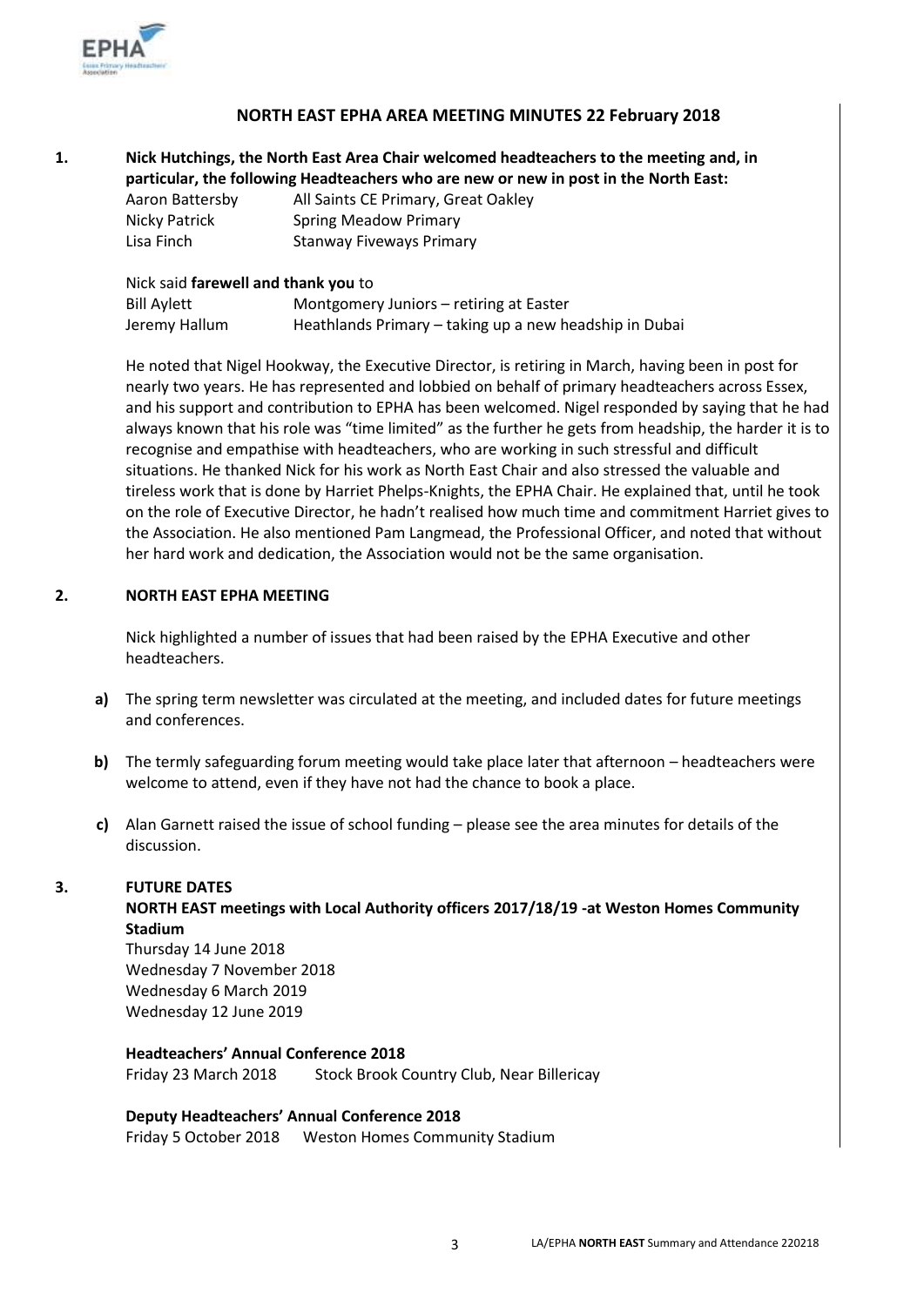## NORTH EAST EPHA AREA MEETING MINUTES 22 February 2018

**1. Nick Hutchings, the North East Area Chair welcomed headteachers to the meeting and, in particular, the following Headteachers who are new or new in post in the North East:**

| | |
|---|---|
| Aaron Battersby | All Saints CE Primary, Great Oakley |
| Nicky Patrick | Spring Meadow Primary |
| Lisa Finch | Stanway Fiveways Primary |

Nick said **farewell and thank you** to

| | |
|---|---|
| Bill Aylett | Montgomery Juniors – retiring at Easter |
| Jeremy Hallum | Heathlands Primary – taking up a new headship in Dubai |

He noted that Nigel Hookway, the Executive Director, is retiring in March, having been in post for nearly two years. He has represented and lobbied on behalf of primary headteachers across Essex, and his support and contribution to EPHA has been welcomed. Nigel responded by saying that he had always known that his role was "time limited" as the further he gets from headship, the harder it is to recognise and empathise with headteachers, who are working in such stressful and difficult situations. He thanked Nick for his work as North East Chair and also stressed the valuable and tireless work that is done by Harriet Phelps-Knights, the EPHA Chair. He explained that, until he took on the role of Executive Director, he hadn't realised how much time and commitment Harriet gives to the Association. He also mentioned Pam Langmead, the Professional Officer, and noted that without her hard work and dedication, the Association would not be the same organisation.

**2. NORTH EAST EPHA MEETING**

Nick highlighted a number of issues that had been raised by the EPHA Executive and other headteachers.

**a)** The spring term newsletter was circulated at the meeting, and included dates for future meetings and conferences.

**b)** The termly safeguarding forum meeting would take place later that afternoon – headteachers were welcome to attend, even if they have not had the chance to book a place.

**c)** Alan Garnett raised the issue of school funding – please see the area minutes for details of the discussion.

**3. FUTURE DATES**

**NORTH EAST meetings with Local Authority officers 2017/18/19 -at Weston Homes Community Stadium**

Thursday 14 June 2018
Wednesday 7 November 2018
Wednesday 6 March 2019
Wednesday 12 June 2019

**Headteachers' Annual Conference 2018**

Friday 23 March 2018 Stock Brook Country Club, Near Billericay

**Deputy Headteachers' Annual Conference 2018**

Friday 5 October 2018 Weston Homes Community Stadium